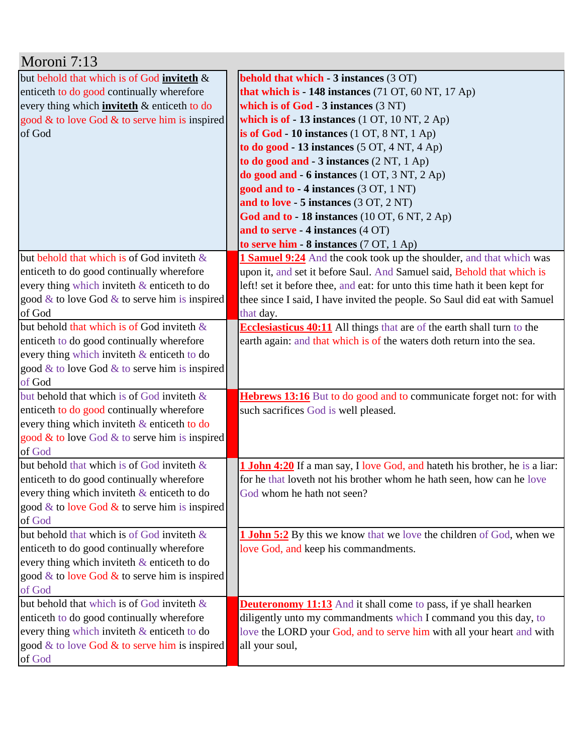# Moroni 7:13

| | | |
|---|---|---|
| but behold that which is of God **inviteth** & enticeth to do good continually wherefore every thing which **inviteth** & enticeth to do good & to love God & to serve him is inspired of God | | **behold that which - 3 instances** (3 OT)<br>**that which is - 148 instances** (71 OT, 60 NT, 17 Ap)<br>**which is of God - 3 instances** (3 NT)<br>**which is of - 13 instances** (1 OT, 10 NT, 2 Ap)<br>**is of God - 10 instances** (1 OT, 8 NT, 1 Ap)<br>**to do good - 13 instances** (5 OT, 4 NT, 4 Ap)<br>**to do good and - 3 instances** (2 NT, 1 Ap)<br>**do good and - 6 instances** (1 OT, 3 NT, 2 Ap)<br>**good and to - 4 instances** (3 OT, 1 NT)<br>**and to love - 5 instances** (3 OT, 2 NT)<br>**God and to - 18 instances** (10 OT, 6 NT, 2 Ap)<br>**and to serve - 4 instances** (4 OT)<br>**to serve him - 8 instances** (7 OT, 1 Ap) |
| but behold that which is of God inviteth & enticeth to do good continually wherefore every thing which inviteth & enticeth to do good & to love God & to serve him is inspired of God | | **1 Samuel 9:24** And the cook took up the shoulder, and that which was upon it, and set it before Saul. And Samuel said, Behold that which is left! set it before thee, and eat: for unto this time hath it been kept for thee since I said, I have invited the people. So Saul did eat with Samuel that day. |
| but behold that which is of God inviteth & enticeth to do good continually wherefore every thing which inviteth & enticeth to do good & to love God & to serve him is inspired of God | | **Ecclesiasticus 40:11** All things that are of the earth shall turn to the earth again: and that which is of the waters doth return into the sea. |
| but behold that which is of God inviteth & enticeth to do good continually wherefore every thing which inviteth & enticeth to do good & to love God & to serve him is inspired of God | | **Hebrews 13:16** But to do good and to communicate forget not: for with such sacrifices God is well pleased. |
| but behold that which is of God inviteth & enticeth to do good continually wherefore every thing which inviteth & enticeth to do good & to love God & to serve him is inspired of God | | **1 John 4:20** If a man say, I love God, and hateth his brother, he is a liar: for he that loveth not his brother whom he hath seen, how can he love God whom he hath not seen? |
| but behold that which is of God inviteth & enticeth to do good continually wherefore every thing which inviteth & enticeth to do good & to love God & to serve him is inspired of God | | **1 John 5:2** By this we know that we love the children of God, when we love God, and keep his commandments. |
| but behold that which is of God inviteth & enticeth to do good continually wherefore every thing which inviteth & enticeth to do good & to love God & to serve him is inspired of God | | **Deuteronomy 11:13** And it shall come to pass, if ye shall hearken diligently unto my commandments which I command you this day, to love the LORD your God, and to serve him with all your heart and with all your soul, |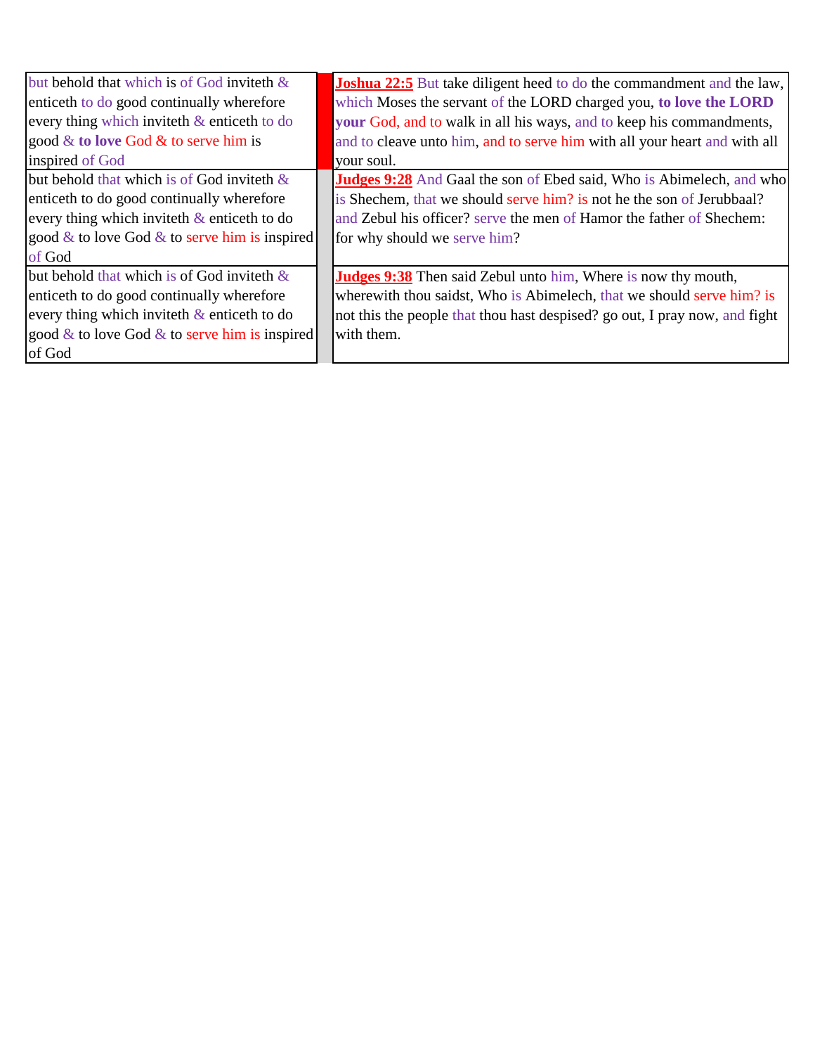| | | |
|---|---|---|
| but behold that which is of God inviteth & enticeth to do good continually wherefore every thing which inviteth & enticeth to do good & **to love** God & to serve him is inspired of God | | **Joshua 22:5** But take diligent heed to do the commandment and the law, which Moses the servant of the LORD charged you, **to love the LORD your** God, and to walk in all his ways, and to keep his commandments, and to cleave unto him, and to serve him with all your heart and with all your soul. |
| but behold that which is of God inviteth & enticeth to do good continually wherefore every thing which inviteth & enticeth to do good & to love God & to serve him is inspired of God | | **Judges 9:28** And Gaal the son of Ebed said, Who is Abimelech, and who is Shechem, that we should serve him? is not he the son of Jerubbaal? and Zebul his officer? serve the men of Hamor the father of Shechem: for why should we serve him? |
| but behold that which is of God inviteth & enticeth to do good continually wherefore every thing which inviteth & enticeth to do good & to love God & to serve him is inspired of God | | **Judges 9:38** Then said Zebul unto him, Where is now thy mouth, wherewith thou saidst, Who is Abimelech, that we should serve him? is not this the people that thou hast despised? go out, I pray now, and fight with them. |